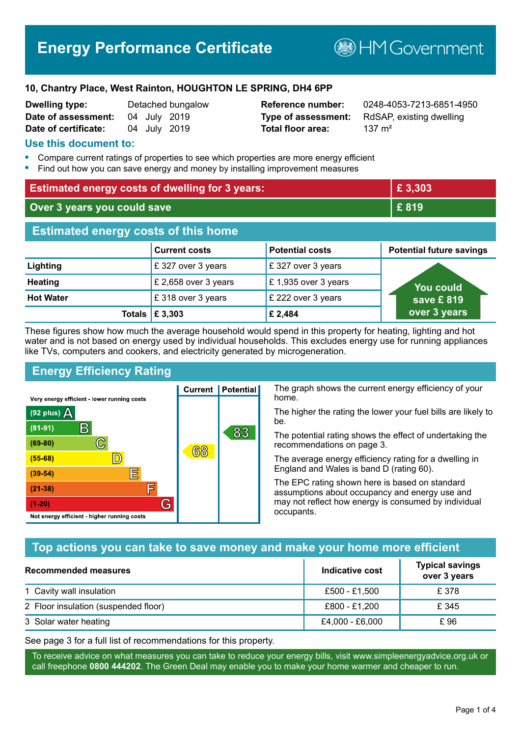# Energy Performance Certificate

HM Government

**10, Chantry Place, West Rainton, HOUGHTON LE SPRING, DH4 6PP**

| | | | |
|---|---|---|---|
| **Dwelling type:** | Detached bungalow | **Reference number:** | 0248-4053-7213-6851-4950 |
| **Date of assessment:** | 04 July 2019 | **Type of assessment:** | RdSAP, existing dwelling |
| **Date of certificate:** | 04 July 2019 | **Total floor area:** | 137 m² |

## Use this document to:

- Compare current ratings of properties to see which properties are more energy efficient
- Find out how you can save energy and money by installing improvement measures

| | |
|---|---|
| **Estimated energy costs of dwelling for 3 years:** | **£ 3,303** |
| **Over 3 years you could save** | **£ 819** |

## Estimated energy costs of this home

| | Current costs | Potential costs | Potential future savings |
|---|---|---|---|
| **Lighting** | £ 327 over 3 years | £ 327 over 3 years | You could save £ 819 over 3 years |
| **Heating** | £ 2,658 over 3 years | £ 1,935 over 3 years | |
| **Hot Water** | £ 318 over 3 years | £ 222 over 3 years | |
| **Totals** | **£ 3,303** | **£ 2,484** | |

These figures show how much the average household would spend in this property for heating, lighting and hot water and is not based on energy used by individual households. This excludes energy use for running appliances like TVs, computers and cookers, and electricity generated by microgeneration.

## Energy Efficiency Rating

| Rating | Current | Potential |
|---|---|---|
| Very energy efficient - lower running costs | | |
| (92 plus) A | | |
| (81-91) B | | 83 |
| (69-80) C | | |
| (55-68) D | 68 | |
| (39-54) E | | |
| (21-38) F | | |
| (1-20) G | | |
| Not energy efficient - higher running costs | | |

The graph shows the current energy efficiency of your home.

The higher the rating the lower your fuel bills are likely to be.

The potential rating shows the effect of undertaking the recommendations on page 3.

The average energy efficiency rating for a dwelling in England and Wales is band D (rating 60).

The EPC rating shown here is based on standard assumptions about occupancy and energy use and may not reflect how energy is consumed by individual occupants.

## Top actions you can take to save money and make your home more efficient

| Recommended measures | Indicative cost | Typical savings over 3 years |
|---|---|---|
| 1 Cavity wall insulation | £500 - £1,500 | £ 378 |
| 2 Floor insulation (suspended floor) | £800 - £1,200 | £ 345 |
| 3 Solar water heating | £4,000 - £6,000 | £ 96 |

See page 3 for a full list of recommendations for this property.

To receive advice on what measures you can take to reduce your energy bills, visit www.simpleenergyadvice.org.uk or call freephone **0800 444202**. The Green Deal may enable you to make your home warmer and cheaper to run.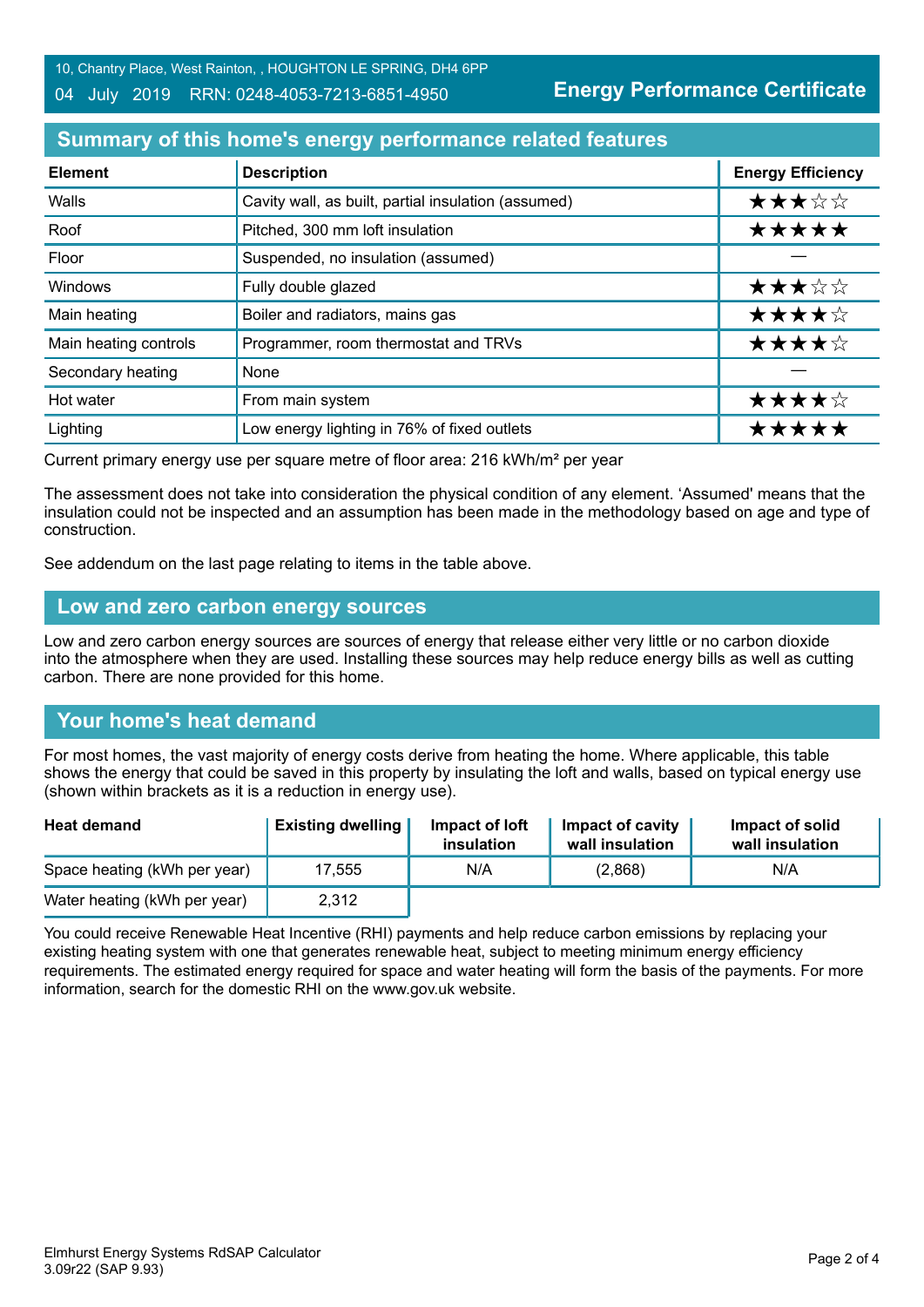10, Chantry Place, West Rainton, , HOUGHTON LE SPRING, DH4 6PP

04 July 2019 RRN: 0248-4053-7213-6851-4950

**Energy Performance Certificate**

## Summary of this home's energy performance related features

| Element | Description | Energy Efficiency |
|---|---|---|
| Walls | Cavity wall, as built, partial insulation (assumed) | ★★★☆☆ |
| Roof | Pitched, 300 mm loft insulation | ★★★★★ |
| Floor | Suspended, no insulation (assumed) | — |
| Windows | Fully double glazed | ★★★☆☆ |
| Main heating | Boiler and radiators, mains gas | ★★★★☆ |
| Main heating controls | Programmer, room thermostat and TRVs | ★★★★☆ |
| Secondary heating | None | — |
| Hot water | From main system | ★★★★☆ |
| Lighting | Low energy lighting in 76% of fixed outlets | ★★★★★ |

Current primary energy use per square metre of floor area: 216 kWh/m² per year

The assessment does not take into consideration the physical condition of any element. 'Assumed' means that the insulation could not be inspected and an assumption has been made in the methodology based on age and type of construction.

See addendum on the last page relating to items in the table above.

## Low and zero carbon energy sources

Low and zero carbon energy sources are sources of energy that release either very little or no carbon dioxide into the atmosphere when they are used. Installing these sources may help reduce energy bills as well as cutting carbon. There are none provided for this home.

## Your home's heat demand

For most homes, the vast majority of energy costs derive from heating the home. Where applicable, this table shows the energy that could be saved in this property by insulating the loft and walls, based on typical energy use (shown within brackets as it is a reduction in energy use).

| Heat demand | Existing dwelling | Impact of loft insulation | Impact of cavity wall insulation | Impact of solid wall insulation |
|---|---|---|---|---|
| Space heating (kWh per year) | 17,555 | N/A | (2,868) | N/A |
| Water heating (kWh per year) | 2,312 | | | |

You could receive Renewable Heat Incentive (RHI) payments and help reduce carbon emissions by replacing your existing heating system with one that generates renewable heat, subject to meeting minimum energy efficiency requirements. The estimated energy required for space and water heating will form the basis of the payments. For more information, search for the domestic RHI on the www.gov.uk website.

Elmhurst Energy Systems RdSAP Calculator
3.09r22 (SAP 9.93)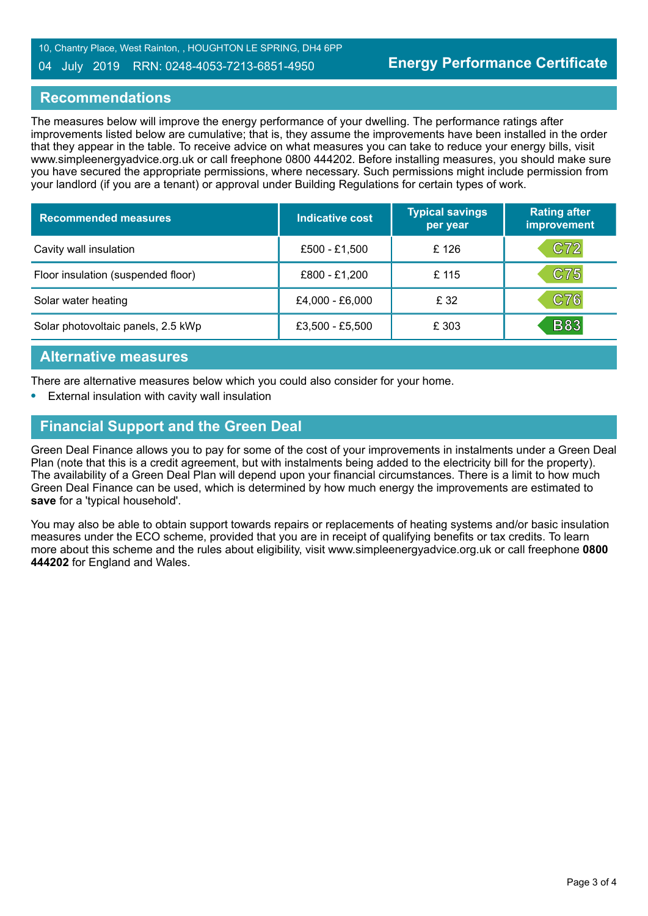10, Chantry Place, West Rainton, , HOUGHTON LE SPRING, DH4 6PP

04 July 2019 RRN: 0248-4053-7213-6851-4950

**Energy Performance Certificate**

## Recommendations

The measures below will improve the energy performance of your dwelling. The performance ratings after improvements listed below are cumulative; that is, they assume the improvements have been installed in the order that they appear in the table. To receive advice on what measures you can take to reduce your energy bills, visit www.simpleenergyadvice.org.uk or call freephone 0800 444202. Before installing measures, you should make sure you have secured the appropriate permissions, where necessary. Such permissions might include permission from your landlord (if you are a tenant) or approval under Building Regulations for certain types of work.

| Recommended measures | Indicative cost | Typical savings per year | Rating after improvement |
|---|---|---|---|
| Cavity wall insulation | £500 - £1,500 | £ 126 | C72 |
| Floor insulation (suspended floor) | £800 - £1,200 | £ 115 | C75 |
| Solar water heating | £4,000 - £6,000 | £ 32 | C76 |
| Solar photovoltaic panels, 2.5 kWp | £3,500 - £5,500 | £ 303 | B83 |

## Alternative measures

There are alternative measures below which you could also consider for your home.

- External insulation with cavity wall insulation

## Financial Support and the Green Deal

Green Deal Finance allows you to pay for some of the cost of your improvements in instalments under a Green Deal Plan (note that this is a credit agreement, but with instalments being added to the electricity bill for the property). The availability of a Green Deal Plan will depend upon your financial circumstances. There is a limit to how much Green Deal Finance can be used, which is determined by how much energy the improvements are estimated to **save** for a 'typical household'.

You may also be able to obtain support towards repairs or replacements of heating systems and/or basic insulation measures under the ECO scheme, provided that you are in receipt of qualifying benefits or tax credits. To learn more about this scheme and the rules about eligibility, visit www.simpleenergyadvice.org.uk or call freephone **0800 444202** for England and Wales.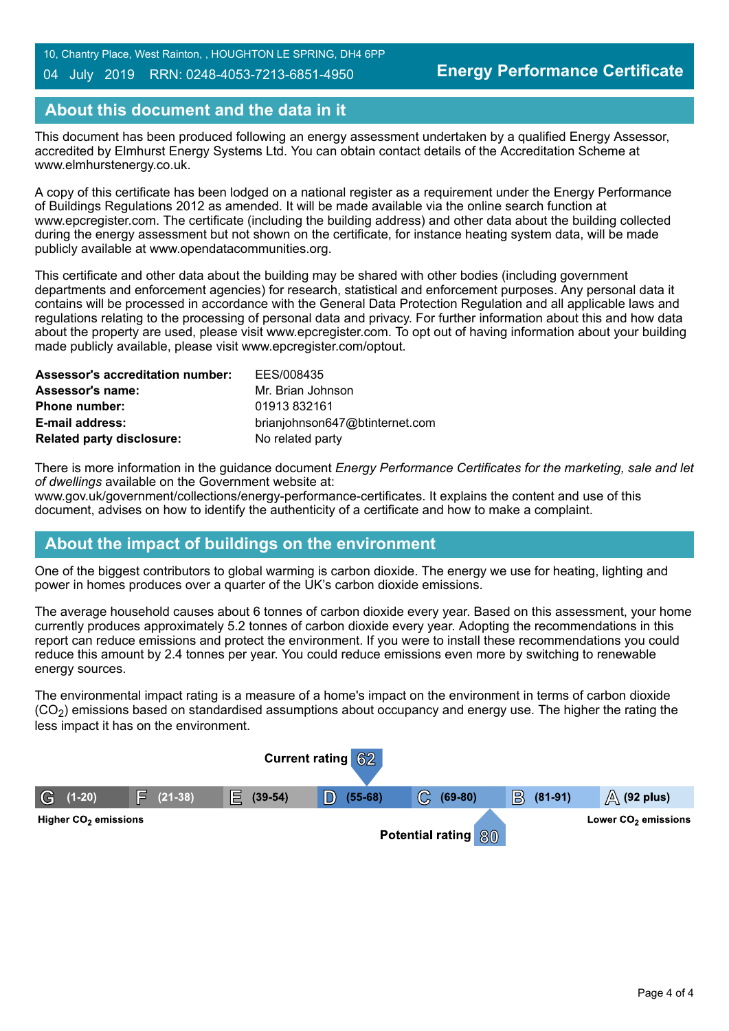10, Chantry Place, West Rainton, , HOUGHTON LE SPRING, DH4 6PP

04 July 2019 RRN: 0248-4053-7213-6851-4950

**Energy Performance Certificate**

## About this document and the data in it

This document has been produced following an energy assessment undertaken by a qualified Energy Assessor, accredited by Elmhurst Energy Systems Ltd. You can obtain contact details of the Accreditation Scheme at www.elmhurstenergy.co.uk.

A copy of this certificate has been lodged on a national register as a requirement under the Energy Performance of Buildings Regulations 2012 as amended. It will be made available via the online search function at www.epcregister.com. The certificate (including the building address) and other data about the building collected during the energy assessment but not shown on the certificate, for instance heating system data, will be made publicly available at www.opendatacommunities.org.

This certificate and other data about the building may be shared with other bodies (including government departments and enforcement agencies) for research, statistical and enforcement purposes. Any personal data it contains will be processed in accordance with the General Data Protection Regulation and all applicable laws and regulations relating to the processing of personal data and privacy. For further information about this and how data about the property are used, please visit www.epcregister.com. To opt out of having information about your building made publicly available, please visit www.epcregister.com/optout.

| | |
|---|---|
| **Assessor's accreditation number:** | EES/008435 |
| **Assessor's name:** | Mr. Brian Johnson |
| **Phone number:** | 01913 832161 |
| **E-mail address:** | brianjohnson647@btinternet.com |
| **Related party disclosure:** | No related party |

There is more information in the guidance document *Energy Performance Certificates for the marketing, sale and let of dwellings* available on the Government website at: www.gov.uk/government/collections/energy-performance-certificates. It explains the content and use of this document, advises on how to identify the authenticity of a certificate and how to make a complaint.

## About the impact of buildings on the environment

One of the biggest contributors to global warming is carbon dioxide. The energy we use for heating, lighting and power in homes produces over a quarter of the UK's carbon dioxide emissions.

The average household causes about 6 tonnes of carbon dioxide every year. Based on this assessment, your home currently produces approximately 5.2 tonnes of carbon dioxide every year. Adopting the recommendations in this report can reduce emissions and protect the environment. If you were to install these recommendations you could reduce this amount by 2.4 tonnes per year. You could reduce emissions even more by switching to renewable energy sources.

The environmental impact rating is a measure of a home's impact on the environment in terms of carbon dioxide ($CO_2$) emissions based on standardised assumptions about occupancy and energy use. The higher the rating the less impact it has on the environment.

Current rating 62

G (1-20)
F (21-38)
E (39-54)
D (55-68)
C (69-80)
B (81-91)
A (92 plus)

Higher $CO_2$ emissions
Lower $CO_2$ emissions

Potential rating 80